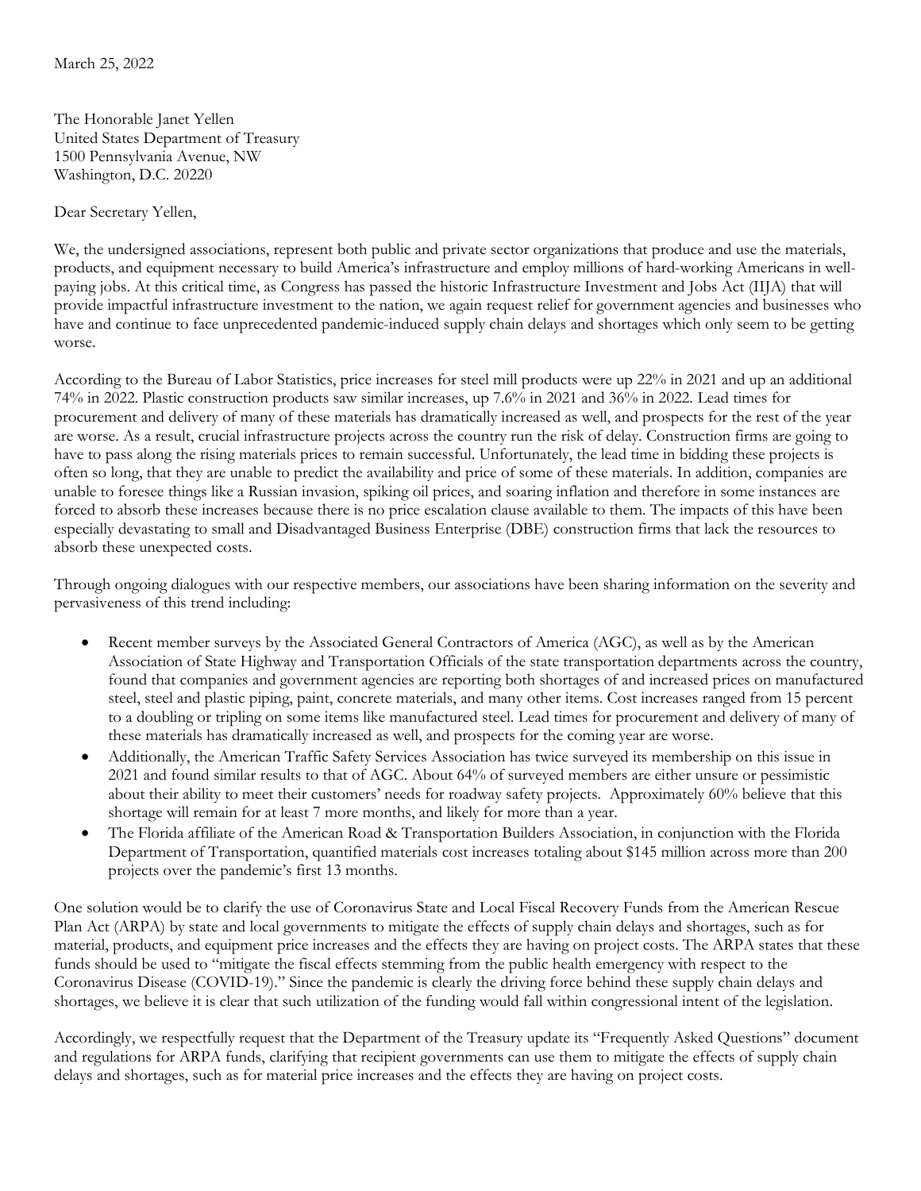March 25, 2022

The Honorable Janet Yellen
United States Department of Treasury
1500 Pennsylvania Avenue, NW
Washington, D.C. 20220

Dear Secretary Yellen,

We, the undersigned associations, represent both public and private sector organizations that produce and use the materials, products, and equipment necessary to build America's infrastructure and employ millions of hard-working Americans in well-paying jobs. At this critical time, as Congress has passed the historic Infrastructure Investment and Jobs Act (IIJA) that will provide impactful infrastructure investment to the nation, we again request relief for government agencies and businesses who have and continue to face unprecedented pandemic-induced supply chain delays and shortages which only seem to be getting worse.

According to the Bureau of Labor Statistics, price increases for steel mill products were up 22% in 2021 and up an additional 74% in 2022. Plastic construction products saw similar increases, up 7.6% in 2021 and 36% in 2022. Lead times for procurement and delivery of many of these materials has dramatically increased as well, and prospects for the rest of the year are worse. As a result, crucial infrastructure projects across the country run the risk of delay. Construction firms are going to have to pass along the rising materials prices to remain successful. Unfortunately, the lead time in bidding these projects is often so long, that they are unable to predict the availability and price of some of these materials. In addition, companies are unable to foresee things like a Russian invasion, spiking oil prices, and soaring inflation and therefore in some instances are forced to absorb these increases because there is no price escalation clause available to them. The impacts of this have been especially devastating to small and Disadvantaged Business Enterprise (DBE) construction firms that lack the resources to absorb these unexpected costs.

Through ongoing dialogues with our respective members, our associations have been sharing information on the severity and pervasiveness of this trend including:

- Recent member surveys by the Associated General Contractors of America (AGC), as well as by the American Association of State Highway and Transportation Officials of the state transportation departments across the country, found that companies and government agencies are reporting both shortages of and increased prices on manufactured steel, steel and plastic piping, paint, concrete materials, and many other items. Cost increases ranged from 15 percent to a doubling or tripling on some items like manufactured steel. Lead times for procurement and delivery of many of these materials has dramatically increased as well, and prospects for the coming year are worse.
- Additionally, the American Traffic Safety Services Association has twice surveyed its membership on this issue in 2021 and found similar results to that of AGC. About 64% of surveyed members are either unsure or pessimistic about their ability to meet their customers' needs for roadway safety projects. Approximately 60% believe that this shortage will remain for at least 7 more months, and likely for more than a year.
- The Florida affiliate of the American Road & Transportation Builders Association, in conjunction with the Florida Department of Transportation, quantified materials cost increases totaling about $145 million across more than 200 projects over the pandemic's first 13 months.

One solution would be to clarify the use of Coronavirus State and Local Fiscal Recovery Funds from the American Rescue Plan Act (ARPA) by state and local governments to mitigate the effects of supply chain delays and shortages, such as for material, products, and equipment price increases and the effects they are having on project costs. The ARPA states that these funds should be used to "mitigate the fiscal effects stemming from the public health emergency with respect to the Coronavirus Disease (COVID-19)." Since the pandemic is clearly the driving force behind these supply chain delays and shortages, we believe it is clear that such utilization of the funding would fall within congressional intent of the legislation.

Accordingly, we respectfully request that the Department of the Treasury update its "Frequently Asked Questions" document and regulations for ARPA funds, clarifying that recipient governments can use them to mitigate the effects of supply chain delays and shortages, such as for material price increases and the effects they are having on project costs.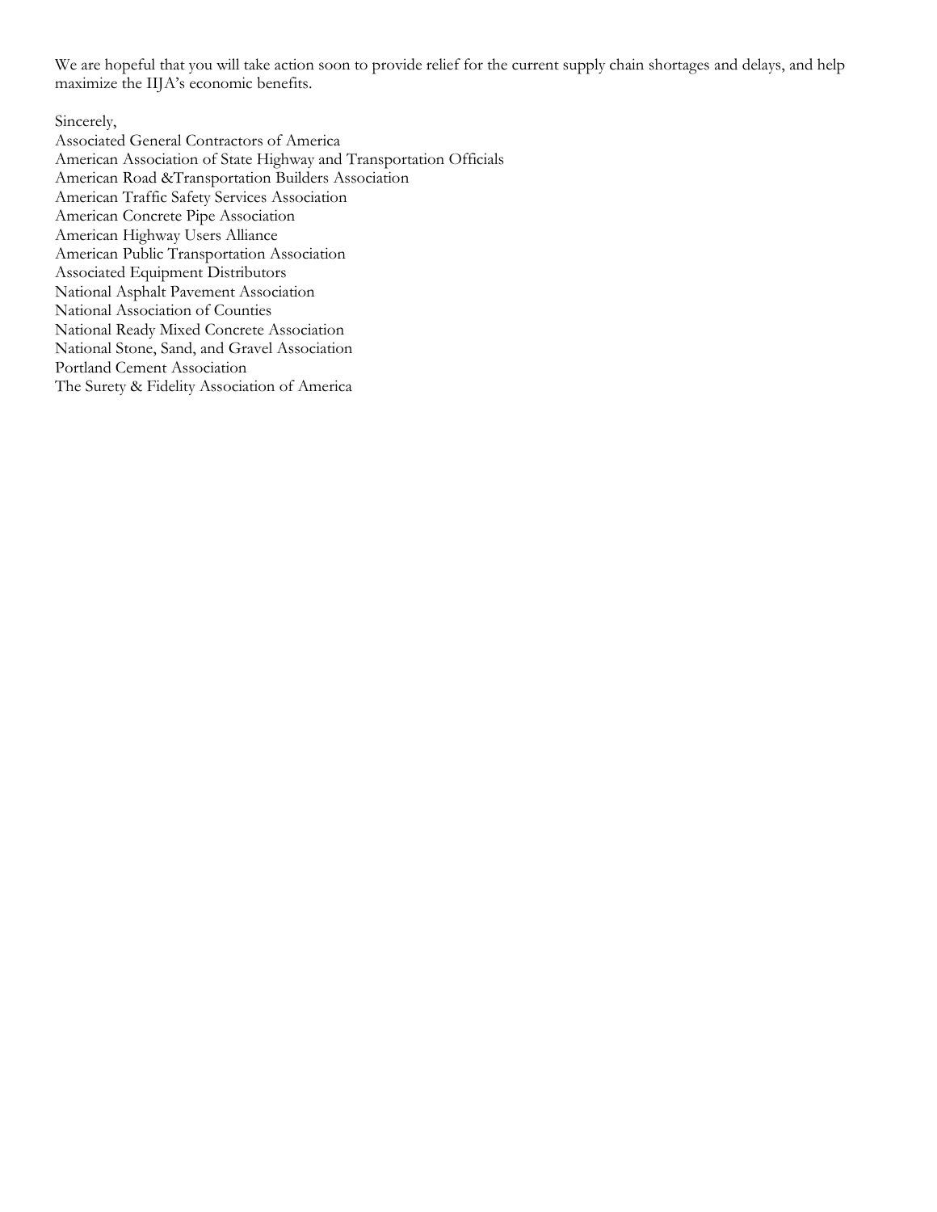We are hopeful that you will take action soon to provide relief for the current supply chain shortages and delays, and help maximize the IIJA's economic benefits.

Sincerely,
Associated General Contractors of America
American Association of State Highway and Transportation Officials
American Road &Transportation Builders Association
American Traffic Safety Services Association
American Concrete Pipe Association
American Highway Users Alliance
American Public Transportation Association
Associated Equipment Distributors
National Asphalt Pavement Association
National Association of Counties
National Ready Mixed Concrete Association
National Stone, Sand, and Gravel Association
Portland Cement Association
The Surety & Fidelity Association of America